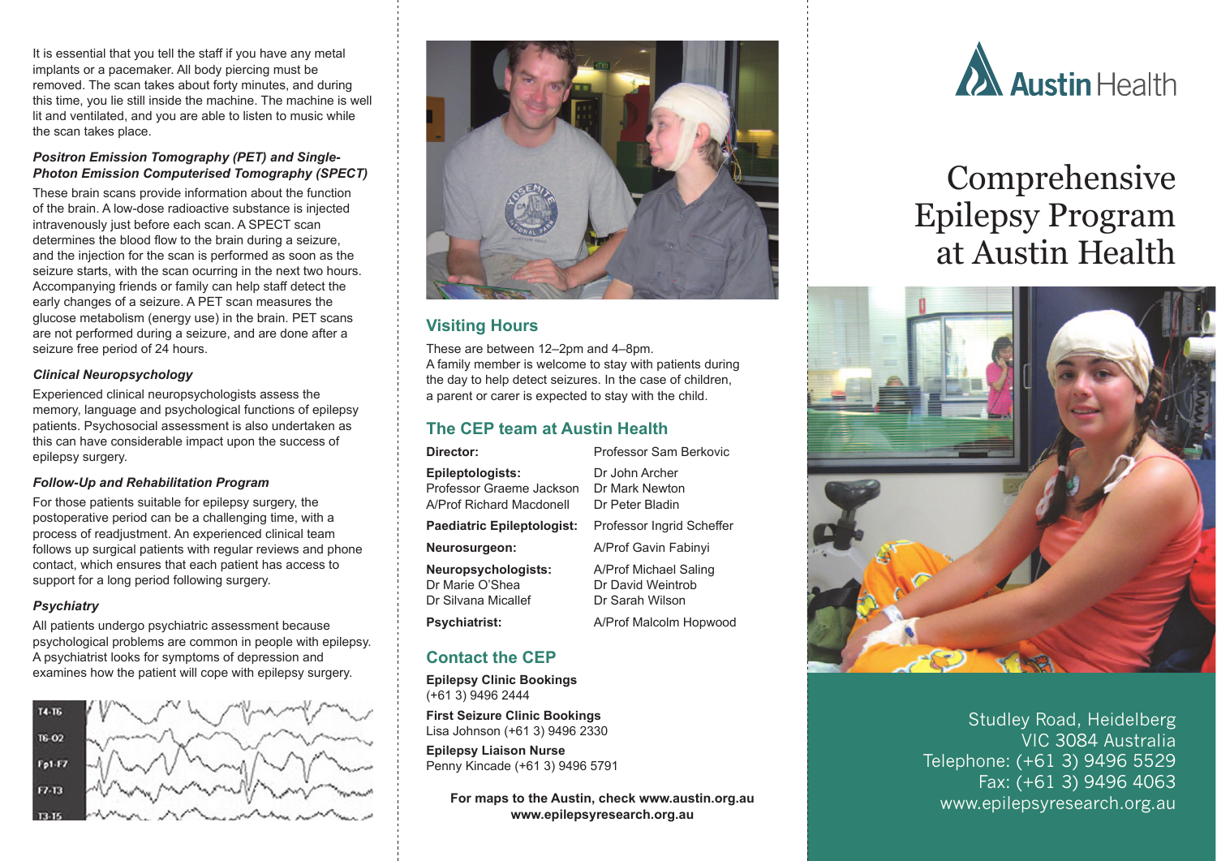It is essential that you tell the staff if you have any metal implants or a pacemaker. All body piercing must be removed. The scan takes about forty minutes, and during this time, you lie still inside the machine. The machine is well lit and ventilated, and you are able to listen to music while the scan takes place.

### *Positron Emission Tomography (PET) and Single-Photon Emission Computerised Tomography (SPECT)*

These brain scans provide information about the function of the brain. A low-dose radioactive substance is injected intravenously just before each scan. A SPECT scan determines the blood flow to the brain during a seizure, and the injection for the scan is performed as soon as the seizure starts, with the scan ocurring in the next two hours. Accompanying friends or family can help staff detect the early changes of a seizure. A PET scan measures the glucose metabolism (energy use) in the brain. PET scans are not performed during a seizure, and are done after a seizure free period of 24 hours.

### *Clinical Neuropsychology*

Experienced clinical neuropsychologists assess the memory, language and psychological functions of epilepsy patients. Psychosocial assessment is also undertaken as this can have considerable impact upon the success of epilepsy surgery.

### *Follow-Up and Rehabilitation Program*

For those patients suitable for epilepsy surgery, the postoperative period can be a challenging time, with a process of readjustment. An experienced clinical team follows up surgical patients with regular reviews and phone contact, which ensures that each patient has access to support for a long period following surgery.

### *Psychiatry*

All patients undergo psychiatric assessment because psychological problems are common in people with epilepsy. A psychiatrist looks for symptoms of depression and examines how the patient will cope with epilepsy surgery.

## Visiting Hours

These are between 12–2pm and 4–8pm.
A family member is welcome to stay with patients during the day to help detect seizures. In the case of children, a parent or carer is expected to stay with the child.

## The CEP team at Austin Health

**Director:** Professor Sam Berkovic

**Epileptologists:** Professor Graeme Jackson, A/Prof Richard Macdonell, Dr John Archer, Dr Mark Newton, Dr Peter Bladin

**Paediatric Epileptologist:** Professor Ingrid Scheffer

**Neurosurgeon:** A/Prof Gavin Fabinyi

**Neuropsychologists:** Dr Marie O'Shea, Dr Silvana Micallef, A/Prof Michael Saling, Dr David Weintrob, Dr Sarah Wilson

**Psychiatrist:** A/Prof Malcolm Hopwood

## Contact the CEP

**Epilepsy Clinic Bookings**
(+61 3) 9496 2444

**First Seizure Clinic Bookings**
Lisa Johnson (+61 3) 9496 2330

**Epilepsy Liaison Nurse**
Penny Kincade (+61 3) 9496 5791

**For maps to the Austin, check www.austin.org.au**
**www.epilepsyresearch.org.au**

Austin Health

# Comprehensive Epilepsy Program at Austin Health

Studley Road, Heidelberg
VIC 3084 Australia
Telephone: (+61 3) 9496 5529
Fax: (+61 3) 9496 4063
www.epilepsyresearch.org.au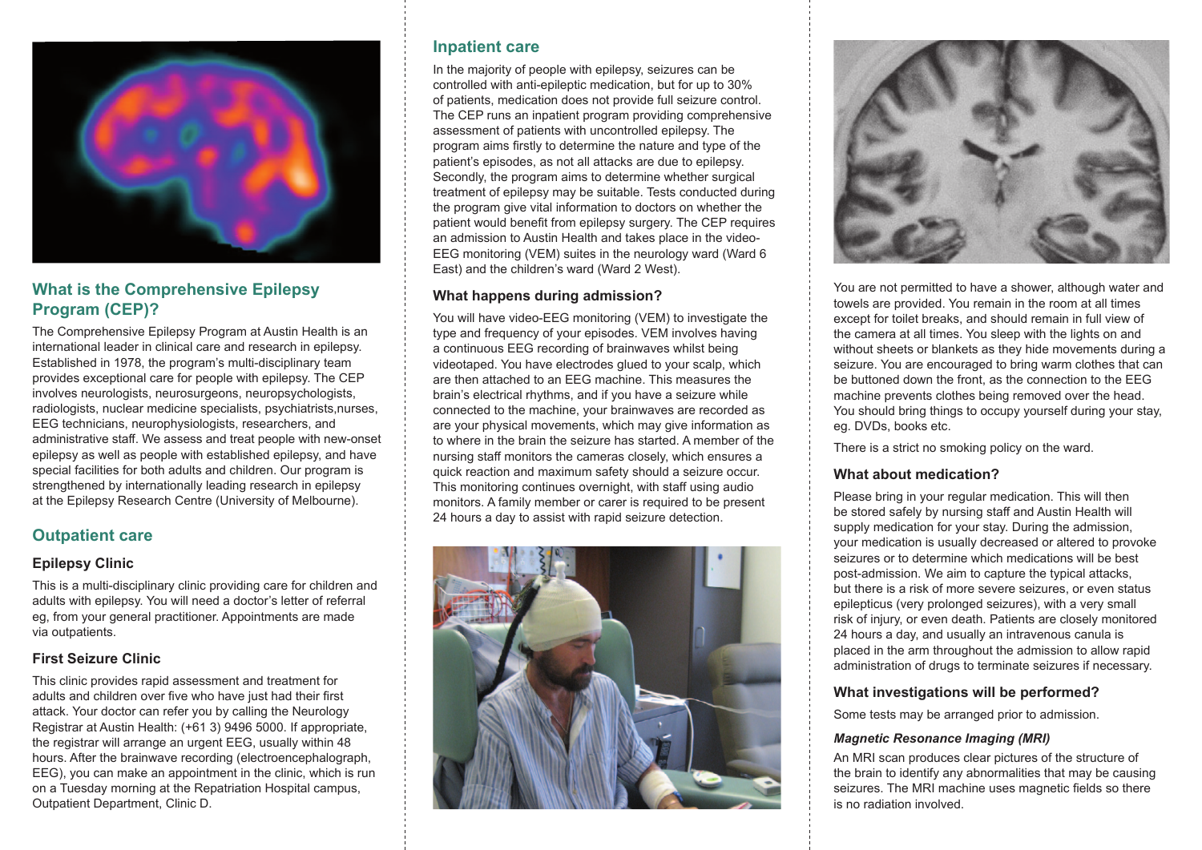## What is the Comprehensive Epilepsy Program (CEP)?

The Comprehensive Epilepsy Program at Austin Health is an international leader in clinical care and research in epilepsy. Established in 1978, the program's multi-disciplinary team provides exceptional care for people with epilepsy. The CEP involves neurologists, neurosurgeons, neuropsychologists, radiologists, nuclear medicine specialists, psychiatrists,nurses, EEG technicians, neurophysiologists, researchers, and administrative staff. We assess and treat people with new-onset epilepsy as well as people with established epilepsy, and have special facilities for both adults and children. Our program is strengthened by internationally leading research in epilepsy at the Epilepsy Research Centre (University of Melbourne).

## Outpatient care

### Epilepsy Clinic

This is a multi-disciplinary clinic providing care for children and adults with epilepsy. You will need a doctor's letter of referral eg, from your general practitioner. Appointments are made via outpatients.

### First Seizure Clinic

This clinic provides rapid assessment and treatment for adults and children over five who have just had their first attack. Your doctor can refer you by calling the Neurology Registrar at Austin Health: (+61 3) 9496 5000. If appropriate, the registrar will arrange an urgent EEG, usually within 48 hours. After the brainwave recording (electroencephalograph, EEG), you can make an appointment in the clinic, which is run on a Tuesday morning at the Repatriation Hospital campus, Outpatient Department, Clinic D.

## Inpatient care

In the majority of people with epilepsy, seizures can be controlled with anti-epileptic medication, but for up to 30% of patients, medication does not provide full seizure control. The CEP runs an inpatient program providing comprehensive assessment of patients with uncontrolled epilepsy. The program aims firstly to determine the nature and type of the patient's episodes, as not all attacks are due to epilepsy. Secondly, the program aims to determine whether surgical treatment of epilepsy may be suitable. Tests conducted during the program give vital information to doctors on whether the patient would benefit from epilepsy surgery. The CEP requires an admission to Austin Health and takes place in the video-EEG monitoring (VEM) suites in the neurology ward (Ward 6 East) and the children's ward (Ward 2 West).

### What happens during admission?

You will have video-EEG monitoring (VEM) to investigate the type and frequency of your episodes. VEM involves having a continuous EEG recording of brainwaves whilst being videotaped. You have electrodes glued to your scalp, which are then attached to an EEG machine. This measures the brain's electrical rhythms, and if you have a seizure while connected to the machine, your brainwaves are recorded as are your physical movements, which may give information as to where in the brain the seizure has started. A member of the nursing staff monitors the cameras closely, which ensures a quick reaction and maximum safety should a seizure occur. This monitoring continues overnight, with staff using audio monitors. A family member or carer is required to be present 24 hours a day to assist with rapid seizure detection.

You are not permitted to have a shower, although water and towels are provided. You remain in the room at all times except for toilet breaks, and should remain in full view of the camera at all times. You sleep with the lights on and without sheets or blankets as they hide movements during a seizure. You are encouraged to bring warm clothes that can be buttoned down the front, as the connection to the EEG machine prevents clothes being removed over the head. You should bring things to occupy yourself during your stay, eg. DVDs, books etc.

There is a strict no smoking policy on the ward.

### What about medication?

Please bring in your regular medication. This will then be stored safely by nursing staff and Austin Health will supply medication for your stay. During the admission, your medication is usually decreased or altered to provoke seizures or to determine which medications will be best post-admission. We aim to capture the typical attacks, but there is a risk of more severe seizures, or even status epilepticus (very prolonged seizures), with a very small risk of injury, or even death. Patients are closely monitored 24 hours a day, and usually an intravenous canula is placed in the arm throughout the admission to allow rapid administration of drugs to terminate seizures if necessary.

### What investigations will be performed?

Some tests may be arranged prior to admission.

#### *Magnetic Resonance Imaging (MRI)*

An MRI scan produces clear pictures of the structure of the brain to identify any abnormalities that may be causing seizures. The MRI machine uses magnetic fields so there is no radiation involved.